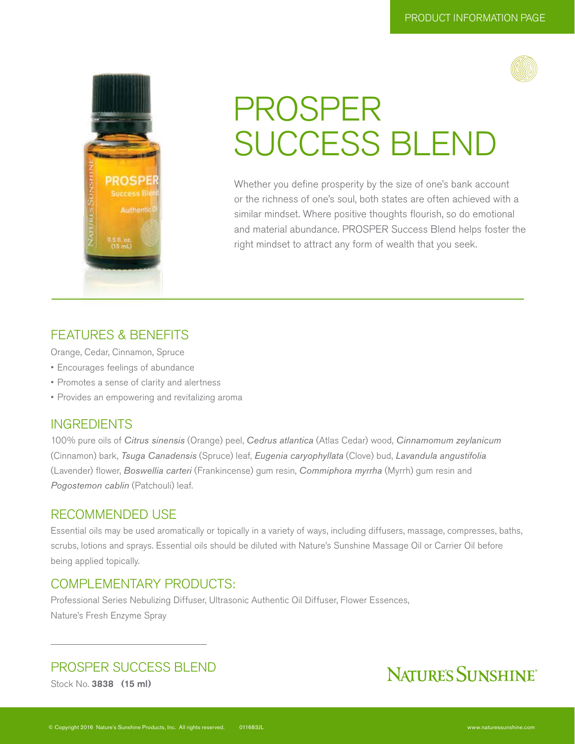PRODUCT INFORMATION PAGE

# PROSPER SUCCESS BLEND

Whether you define prosperity by the size of one's bank account or the richness of one's soul, both states are often achieved with a similar mindset. Where positive thoughts flourish, so do emotional and material abundance. PROSPER Success Blend helps foster the right mindset to attract any form of wealth that you seek.

## FEATURES & BENEFITS

Orange, Cedar, Cinnamon, Spruce

- Encourages feelings of abundance
- Promotes a sense of clarity and alertness
- Provides an empowering and revitalizing aroma

## INGREDIENTS

100% pure oils of *Citrus sinensis* (Orange) peel, *Cedrus atlantica* (Atlas Cedar) wood, *Cinnamomum zeylanicum* (Cinnamon) bark, *Tsuga Canadensis* (Spruce) leaf, *Eugenia caryophyllata* (Clove) bud, *Lavandula angustifolia* (Lavender) flower, *Boswellia carteri* (Frankincense) gum resin, *Commiphora myrrha* (Myrrh) gum resin and *Pogostemon cablin* (Patchouli) leaf.

## RECOMMENDED USE

Essential oils may be used aromatically or topically in a variety of ways, including diffusers, massage, compresses, baths, scrubs, lotions and sprays. Essential oils should be diluted with Nature's Sunshine Massage Oil or Carrier Oil before being applied topically.

## COMPLEMENTARY PRODUCTS:

Professional Series Nebulizing Diffuser, Ultrasonic Authentic Oil Diffuser, Flower Essences, Nature's Fresh Enzyme Spray

## PROSPER SUCCESS BLEND

Stock No. **3838 (15 ml)**

NATURE'S SUNSHINE®

© Copyright 2016 Nature's Sunshine Products, Inc. All rights reserved. 011683JL

www.naturessunshine.com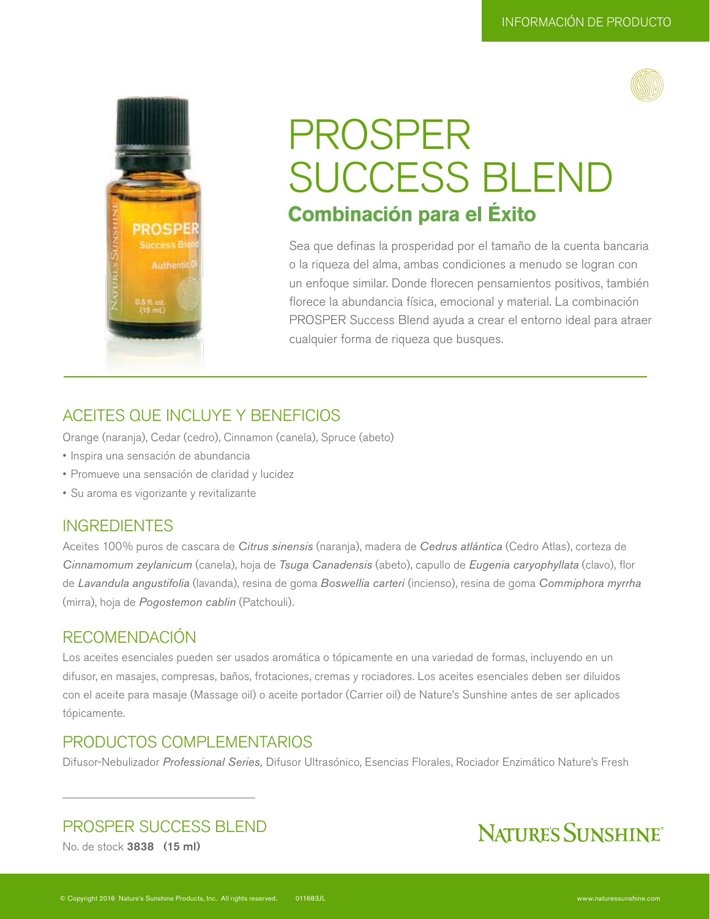INFORMACIÓN DE PRODUCTO

# PROSPER SUCCESS BLEND

## Combinación para el Éxito

Sea que definas la prosperidad por el tamaño de la cuenta bancaria o la riqueza del alma, ambas condiciones a menudo se logran con un enfoque similar. Donde florecen pensamientos positivos, también florece la abundancia física, emocional y material. La combinación PROSPER Success Blend ayuda a crear el entorno ideal para atraer cualquier forma de riqueza que busques.

## ACEITES QUE INCLUYE Y BENEFICIOS

Orange (naranja), Cedar (cedro), Cinnamon (canela), Spruce (abeto)

- Inspira una sensación de abundancia
- Promueve una sensación de claridad y lucidez
- Su aroma es vigorizante y revitalizante

## INGREDIENTES

Aceites 100% puros de cascara de *Citrus sinensis* (naranja), madera de *Cedrus atlántica* (Cedro Atlas), corteza de *Cinnamomum zeylanicum* (canela), hoja de *Tsuga Canadensis* (abeto), capullo de *Eugenia caryophyllata* (clavo), flor de *Lavandula angustifolia* (lavanda), resina de goma *Boswellia carteri* (incienso), resina de goma *Commiphora myrrha* (mirra), hoja de *Pogostemon cablin* (Patchouli).

## RECOMENDACIÓN

Los aceites esenciales pueden ser usados aromática o tópicamente en una variedad de formas, incluyendo en un difusor, en masajes, compresas, baños, frotaciones, cremas y rociadores. Los aceites esenciales deben ser diluidos con el aceite para masaje (Massage oil) o aceite portador (Carrier oil) de Nature's Sunshine antes de ser aplicados tópicamente.

## PRODUCTOS COMPLEMENTARIOS

Difusor-Nebulizador *Professional Series,* Difusor Ultrasónico, Esencias Florales, Rociador Enzimático Nature's Fresh

---

## PROSPER SUCCESS BLEND

No. de stock **3838 (15 ml)**

NATURE'S SUNSHINE®

© Copyright 2016 Nature's Sunshine Products, Inc. All rights reserved. 011683JL www.naturessunshine.com